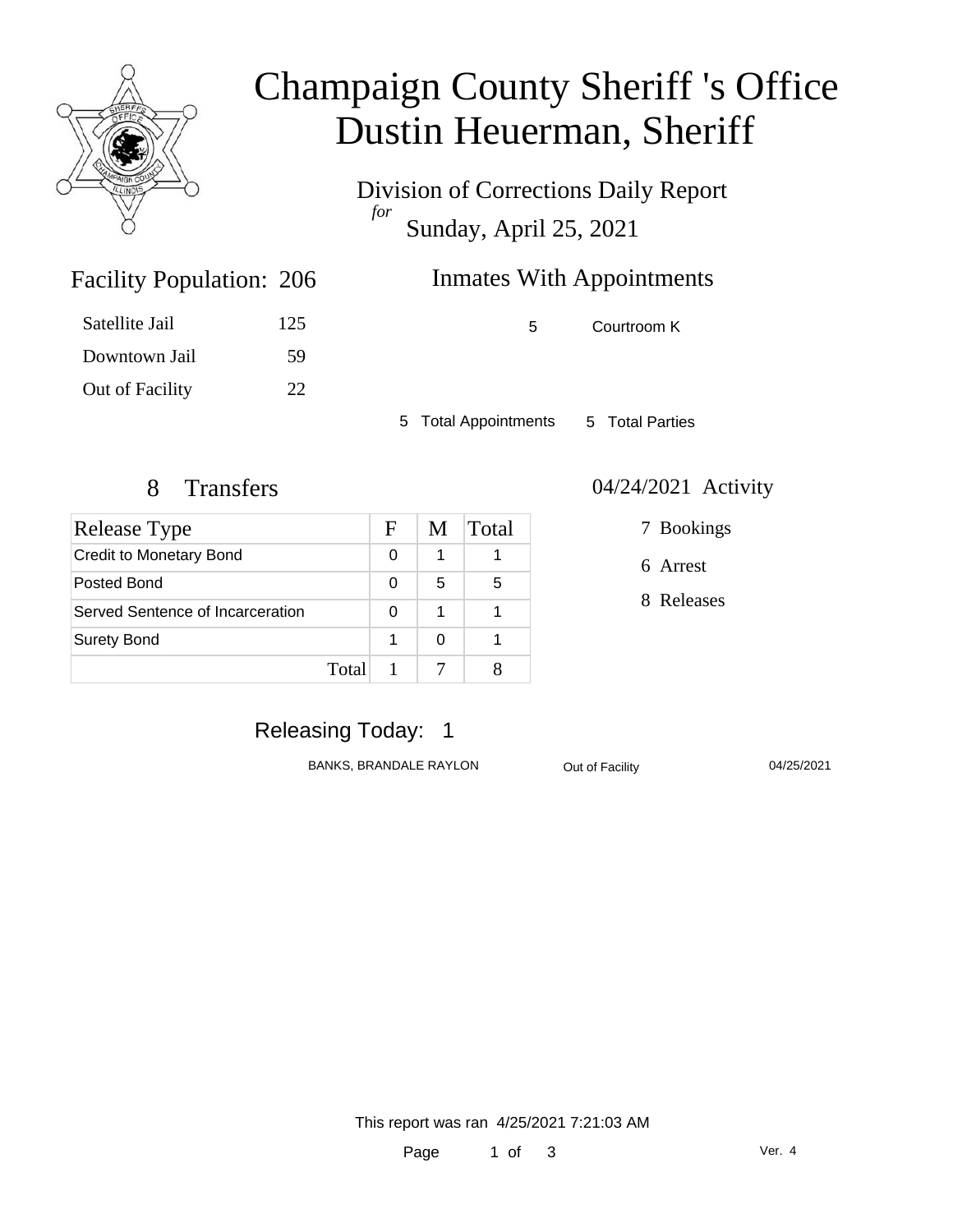# Champaign County Sheriff 's Office
# Dustin Heuerman, Sheriff

Division of Corrections Daily Report
*for*
Sunday, April 25, 2021

## Facility Population: 206

| | |
|---|---|
| Satellite Jail | 125 |
| Downtown Jail | 59 |
| Out of Facility | 22 |

## Inmates With Appointments

| | |
|---|---|
| 5 | Courtroom K |

5 Total Appointments    5 Total Parties

## 8 Transfers

| Release Type | F | M | Total |
|---|---|---|---|
| Credit to Monetary Bond | 0 | 1 | 1 |
| Posted Bond | 0 | 5 | 5 |
| Served Sentence of Incarceration | 0 | 1 | 1 |
| Surety Bond | 1 | 0 | 1 |
| Total | 1 | 7 | 8 |

## 04/24/2021 Activity

7 Bookings

6 Arrest

8 Releases

## Releasing Today: 1

| | | |
|---|---|---|
| BANKS, BRANDALE RAYLON | Out of Facility | 04/25/2021 |

This report was ran 4/25/2021 7:21:03 AM

Ver. 4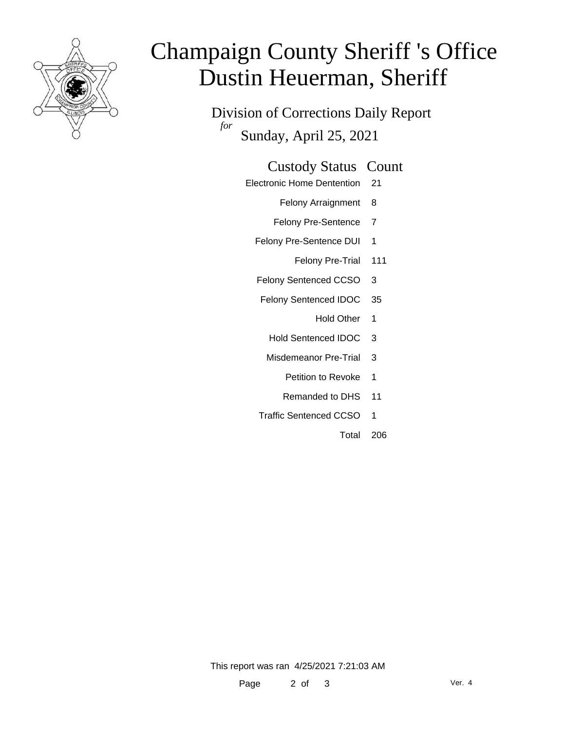# Champaign County Sheriff 's Office
# Dustin Heuerman, Sheriff

Division of Corrections Daily Report

*for*

Sunday, April 25, 2021

| Custody Status | Count |
|---|---|
| Electronic Home Dentention | 21 |
| Felony Arraignment | 8 |
| Felony Pre-Sentence | 7 |
| Felony Pre-Sentence DUI | 1 |
| Felony Pre-Trial | 111 |
| Felony Sentenced CCSO | 3 |
| Felony Sentenced IDOC | 35 |
| Hold Other | 1 |
| Hold Sentenced IDOC | 3 |
| Misdemeanor Pre-Trial | 3 |
| Petition to Revoke | 1 |
| Remanded to DHS | 11 |
| Traffic Sentenced CCSO | 1 |
| Total | 206 |

This report was ran 4/25/2021 7:21:03 AM

Ver. 4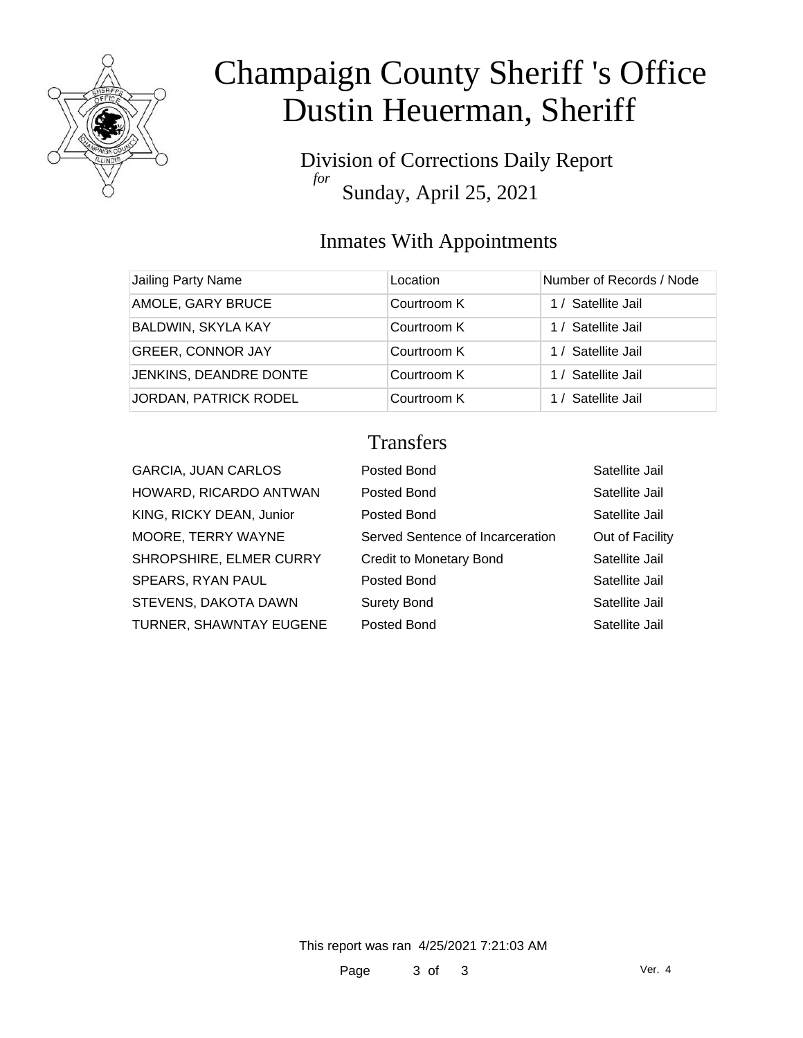# Champaign County Sheriff 's Office
# Dustin Heuerman, Sheriff

Division of Corrections Daily Report
*for*
Sunday, April 25, 2021

## Inmates With Appointments

| Jailing Party Name | Location | Number of Records / Node |
|---|---|---|
| AMOLE, GARY BRUCE | Courtroom K | 1 / Satellite Jail |
| BALDWIN, SKYLA KAY | Courtroom K | 1 / Satellite Jail |
| GREER, CONNOR JAY | Courtroom K | 1 / Satellite Jail |
| JENKINS, DEANDRE DONTE | Courtroom K | 1 / Satellite Jail |
| JORDAN, PATRICK RODEL | Courtroom K | 1 / Satellite Jail |

## Transfers

| | | |
|---|---|---|
| GARCIA, JUAN CARLOS | Posted Bond | Satellite Jail |
| HOWARD, RICARDO ANTWAN | Posted Bond | Satellite Jail |
| KING, RICKY DEAN, Junior | Posted Bond | Satellite Jail |
| MOORE, TERRY WAYNE | Served Sentence of Incarceration | Out of Facility |
| SHROPSHIRE, ELMER CURRY | Credit to Monetary Bond | Satellite Jail |
| SPEARS, RYAN PAUL | Posted Bond | Satellite Jail |
| STEVENS, DAKOTA DAWN | Surety Bond | Satellite Jail |
| TURNER, SHAWNTAY EUGENE | Posted Bond | Satellite Jail |

This report was ran 4/25/2021 7:21:03 AM

Ver. 4